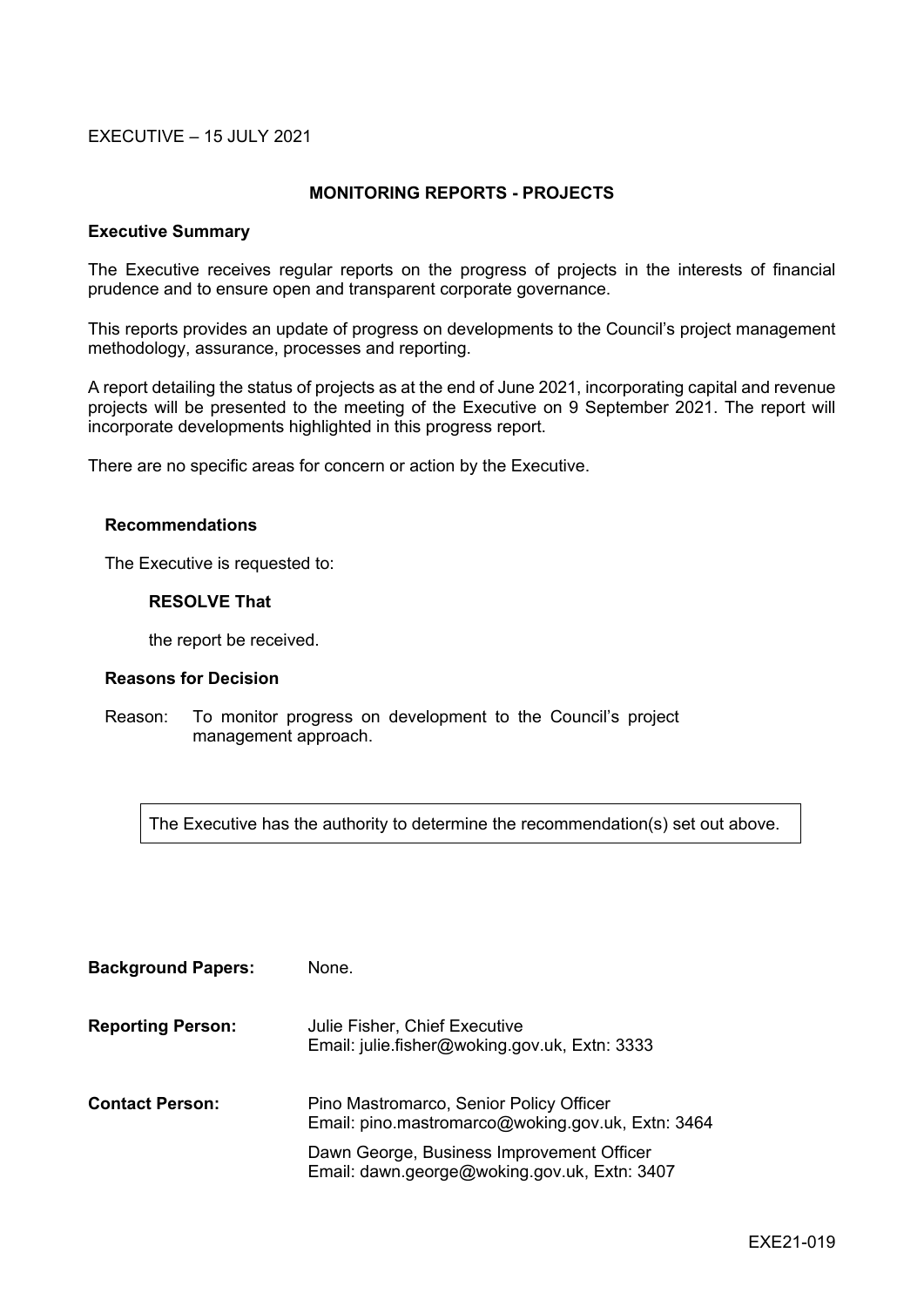EXECUTIVE – 15 JULY 2021

## MONITORING REPORTS - PROJECTS

### Executive Summary

The Executive receives regular reports on the progress of projects in the interests of financial prudence and to ensure open and transparent corporate governance.

This reports provides an update of progress on developments to the Council's project management methodology, assurance, processes and reporting.

A report detailing the status of projects as at the end of June 2021, incorporating capital and revenue projects will be presented to the meeting of the Executive on 9 September 2021. The report will incorporate developments highlighted in this progress report.

There are no specific areas for concern or action by the Executive.

### Recommendations

The Executive is requested to:

**RESOLVE That**

the report be received.

### Reasons for Decision

Reason: To monitor progress on development to the Council's project management approach.

The Executive has the authority to determine the recommendation(s) set out above.

**Background Papers:** None.

**Reporting Person:** Julie Fisher, Chief Executive
Email: julie.fisher@woking.gov.uk, Extn: 3333

**Contact Person:** Pino Mastromarco, Senior Policy Officer
Email: pino.mastromarco@woking.gov.uk, Extn: 3464

Dawn George, Business Improvement Officer
Email: dawn.george@woking.gov.uk, Extn: 3407

EXE21-019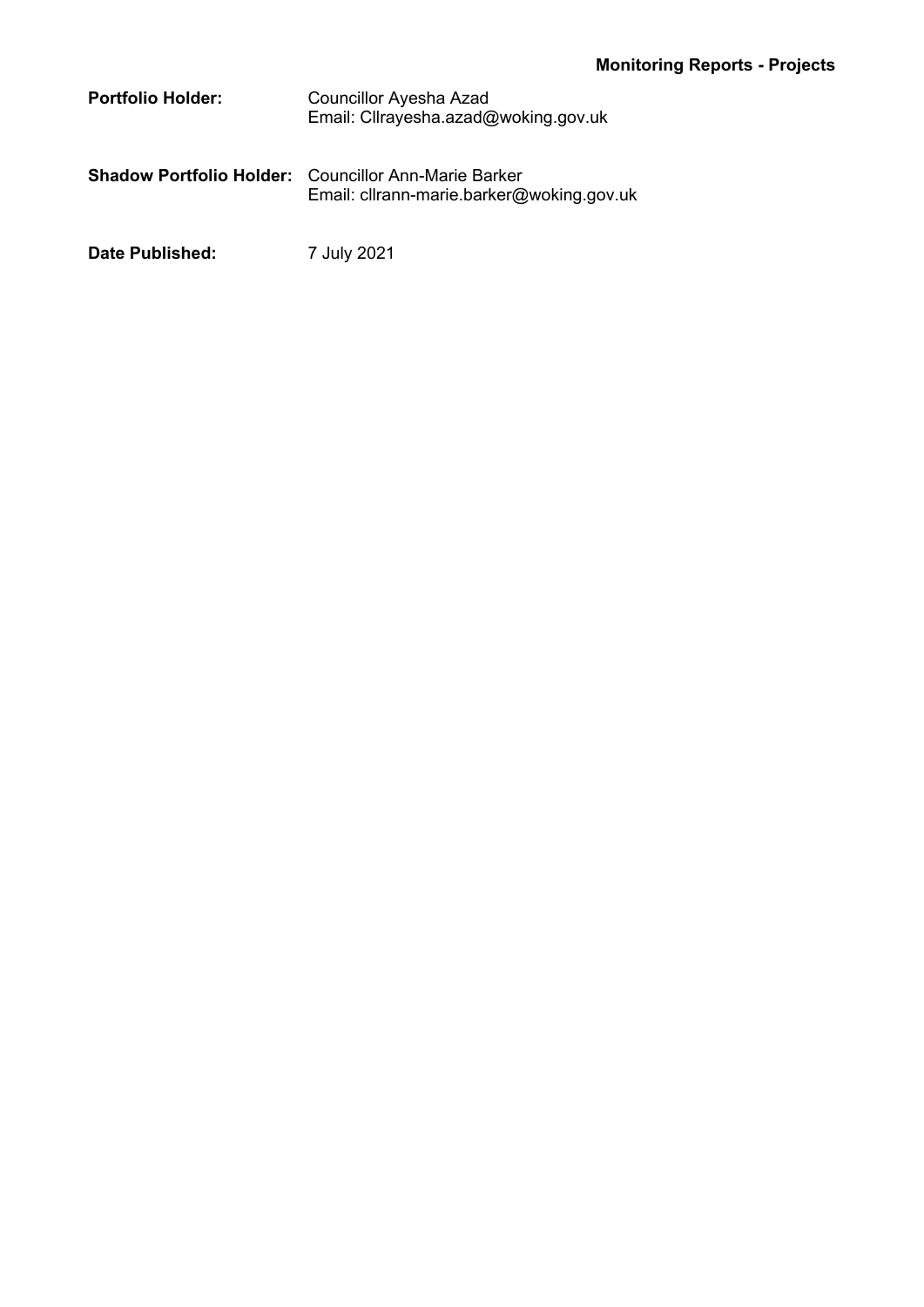**Monitoring Reports - Projects**

**Portfolio Holder:** Councillor Ayesha Azad
Email: Cllrayesha.azad@woking.gov.uk

**Shadow Portfolio Holder:** Councillor Ann-Marie Barker
Email: cllrann-marie.barker@woking.gov.uk

**Date Published:** 7 July 2021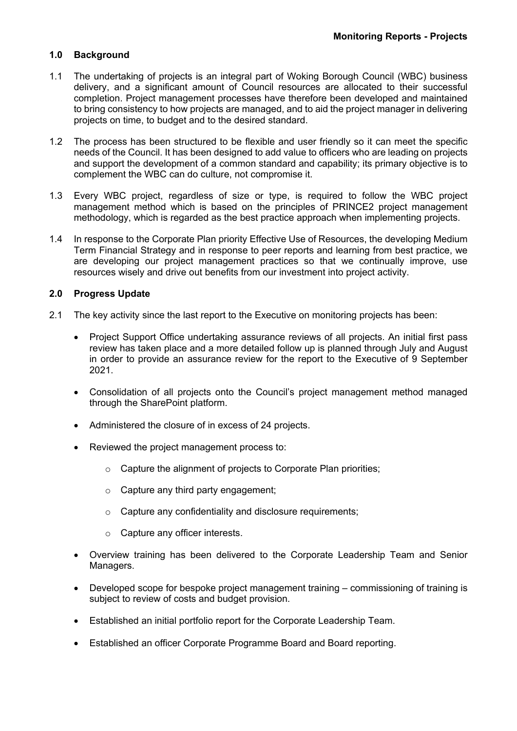**Monitoring Reports - Projects**

## 1.0 Background

1.1 The undertaking of projects is an integral part of Woking Borough Council (WBC) business delivery, and a significant amount of Council resources are allocated to their successful completion. Project management processes have therefore been developed and maintained to bring consistency to how projects are managed, and to aid the project manager in delivering projects on time, to budget and to the desired standard.

1.2 The process has been structured to be flexible and user friendly so it can meet the specific needs of the Council. It has been designed to add value to officers who are leading on projects and support the development of a common standard and capability; its primary objective is to complement the WBC can do culture, not compromise it.

1.3 Every WBC project, regardless of size or type, is required to follow the WBC project management method which is based on the principles of PRINCE2 project management methodology, which is regarded as the best practice approach when implementing projects.

1.4 In response to the Corporate Plan priority Effective Use of Resources, the developing Medium Term Financial Strategy and in response to peer reports and learning from best practice, we are developing our project management practices so that we continually improve, use resources wisely and drive out benefits from our investment into project activity.

## 2.0 Progress Update

2.1 The key activity since the last report to the Executive on monitoring projects has been:

- Project Support Office undertaking assurance reviews of all projects. An initial first pass review has taken place and a more detailed follow up is planned through July and August in order to provide an assurance review for the report to the Executive of 9 September 2021.
- Consolidation of all projects onto the Council's project management method managed through the SharePoint platform.
- Administered the closure of in excess of 24 projects.
- Reviewed the project management process to:
  - Capture the alignment of projects to Corporate Plan priorities;
  - Capture any third party engagement;
  - Capture any confidentiality and disclosure requirements;
  - Capture any officer interests.
- Overview training has been delivered to the Corporate Leadership Team and Senior Managers.
- Developed scope for bespoke project management training – commissioning of training is subject to review of costs and budget provision.
- Established an initial portfolio report for the Corporate Leadership Team.
- Established an officer Corporate Programme Board and Board reporting.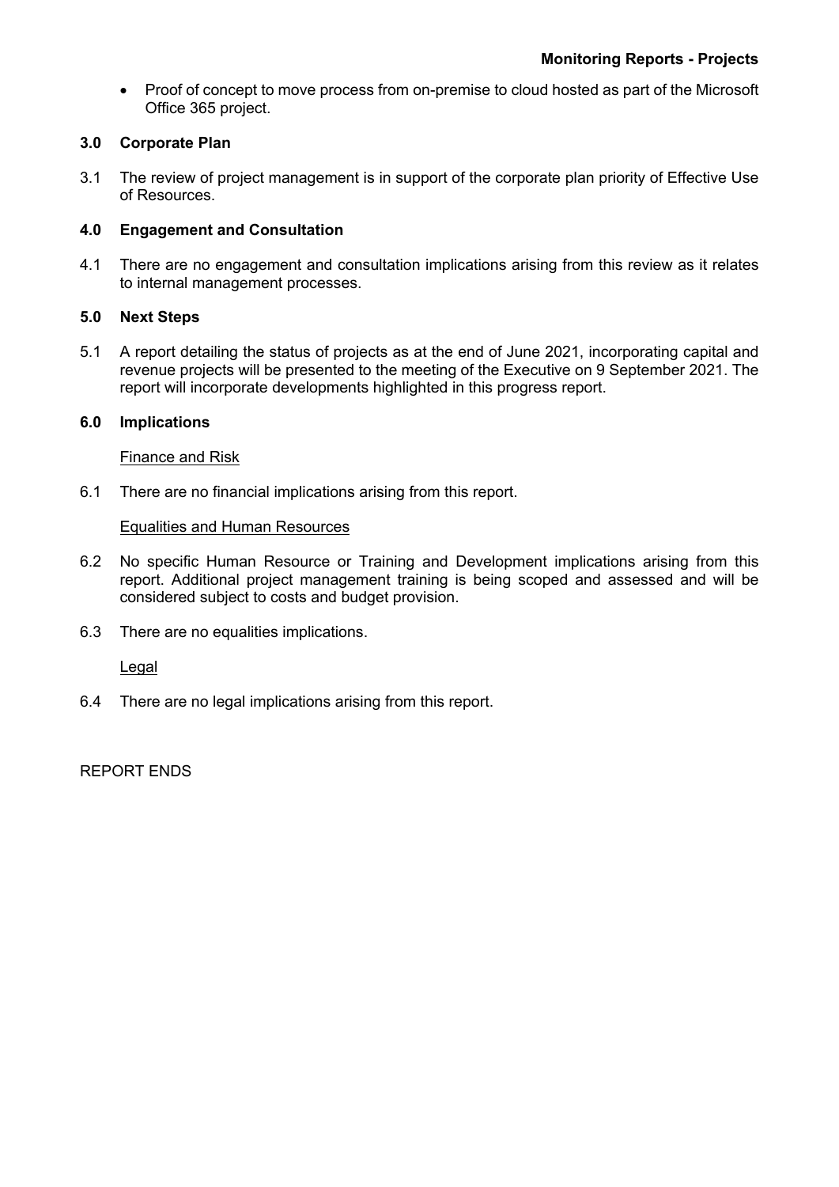- Proof of concept to move process from on-premise to cloud hosted as part of the Microsoft Office 365 project.

## 3.0 Corporate Plan

3.1 The review of project management is in support of the corporate plan priority of Effective Use of Resources.

## 4.0 Engagement and Consultation

4.1 There are no engagement and consultation implications arising from this review as it relates to internal management processes.

## 5.0 Next Steps

5.1 A report detailing the status of projects as at the end of June 2021, incorporating capital and revenue projects will be presented to the meeting of the Executive on 9 September 2021. The report will incorporate developments highlighted in this progress report.

## 6.0 Implications

Finance and Risk

6.1 There are no financial implications arising from this report.

Equalities and Human Resources

6.2 No specific Human Resource or Training and Development implications arising from this report. Additional project management training is being scoped and assessed and will be considered subject to costs and budget provision.

6.3 There are no equalities implications.

Legal

6.4 There are no legal implications arising from this report.

REPORT ENDS